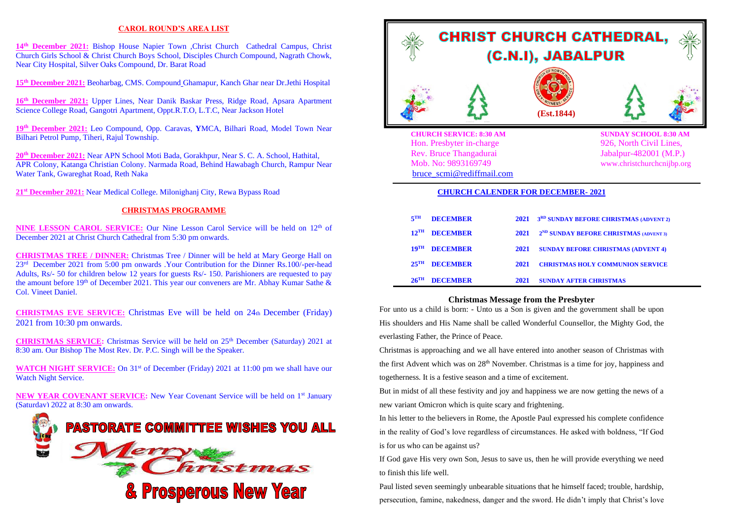## CAROL ROUND'S AREA LIST

**14th December 2021:** Bishop House Napier Town ,Christ Church Cathedral Campus, Christ Church Girls School & Christ Church Boys School, Disciples Church Compound, Nagrath Chowk, Near City Hospital, Silver Oaks Compound, Dr. Barat Road

**15th December 2021:** Beoharbag, CMS. Compound Ghamapur, Kanch Ghar near Dr.Jethi Hospital

**16th December 2021:** Upper Lines, Near Danik Baskar Press, Ridge Road, Apsara Apartment Science College Road, Gangotri Apartment, Oppt.R.T.O, L.T.C, Near Jackson Hotel

**19th December 2021:** Leo Compound, Opp. Caravas, YMCA, Bilhari Road, Model Town Near Bilhari Petrol Pump, Tiheri, Rajul Township.

**20th December 2021:** Near APN School Moti Bada, Gorakhpur, Near S. C. A. School, Hathital, APR Colony, Katanga Christian Colony. Narmada Road, Behind Hawabagh Church, Rampur Near Water Tank, Gwareghat Road, Reth Naka

**21st December 2021:** Near Medical College. Milonighanj City, Rewa Bypass Road

## CHRISTMAS PROGRAMME

**NINE LESSON CAROL SERVICE:** Our Nine Lesson Carol Service will be held on 12th of December 2021 at Christ Church Cathedral from 5:30 pm onwards.

**CHRISTMAS TREE / DINNER:** Christmas Tree / Dinner will be held at Mary George Hall on 23rd December 2021 from 5:00 pm onwards .Your Contribution for the Dinner Rs.100/-per-head Adults, Rs/- 50 for children below 12 years for guests Rs/- 150. Parishioners are requested to pay the amount before 19th of December 2021. This year our conveners are Mr. Abhay Kumar Sathe & Col. Vineet Daniel.

**CHRISTMAS EVE SERVICE:** Christmas Eve will be held on 24th December (Friday) 2021 from 10:30 pm onwards.

**CHRISTMAS SERVICE:** Christmas Service will be held on 25th December (Saturday) 2021 at 8:30 am. Our Bishop The Most Rev. Dr. P.C. Singh will be the Speaker.

**WATCH NIGHT SERVICE:** On 31st of December (Friday) 2021 at 11:00 pm we shall have our Watch Night Service.

**NEW YEAR COVENANT SERVICE:** New Year Covenant Service will be held on 1st January (Saturday) 2022 at 8:30 am onwards.

**PASTORATE COMMITTEE WISHES YOU ALL**

**Merry Christmas**

**& Prosperous New Year**

# CHRIST CHURCH CATHEDRAL, (C.N.I), JABALPUR

(Est.1844)

**CHURCH SERVICE: 8:30 AM**
Hon. Presbyter in-charge
Rev. Bruce Thangadurai
Mob. No: 9893169749
bruce_scmi@rediffmail.com

**SUNDAY SCHOOL 8:30 AM**
926, North Civil Lines,
Jabalpur-482001 (M.P.)
www.christchurchcnijbp.org

## CHURCH CALENDER FOR DECEMBER- 2021

| | | | |
|---|---|---|---|
| 5TH | DECEMBER | 2021 | 3RD SUNDAY BEFORE CHRISTMAS (ADVENT 2) |
| 12TH | DECEMBER | 2021 | 2ND SUNDAY BEFORE CHRISTMAS (ADVENT 3) |
| 19TH | DECEMBER | 2021 | SUNDAY BEFORE CHRISTMAS (ADVENT 4) |
| 25TH | DECEMBER | 2021 | CHRISTMAS HOLY COMMUNION SERVICE |
| 26TH | DECEMBER | 2021 | SUNDAY AFTER CHRISTMAS |

### Christmas Message from the Presbyter

For unto us a child is born: - Unto us a Son is given and the government shall be upon His shoulders and His Name shall be called Wonderful Counsellor, the Mighty God, the everlasting Father, the Prince of Peace.

Christmas is approaching and we all have entered into another season of Christmas with the first Advent which was on 28th November. Christmas is a time for joy, happiness and togetherness. It is a festive season and a time of excitement.

But in midst of all these festivity and joy and happiness we are now getting the news of a new variant Omicron which is quite scary and frightening.

In his letter to the believers in Rome, the Apostle Paul expressed his complete confidence in the reality of God's love regardless of circumstances. He asked with boldness, "If God is for us who can be against us?

If God gave His very own Son, Jesus to save us, then he will provide everything we need to finish this life well.

Paul listed seven seemingly unbearable situations that he himself faced; trouble, hardship, persecution, famine, nakedness, danger and the sword. He didn't imply that Christ's love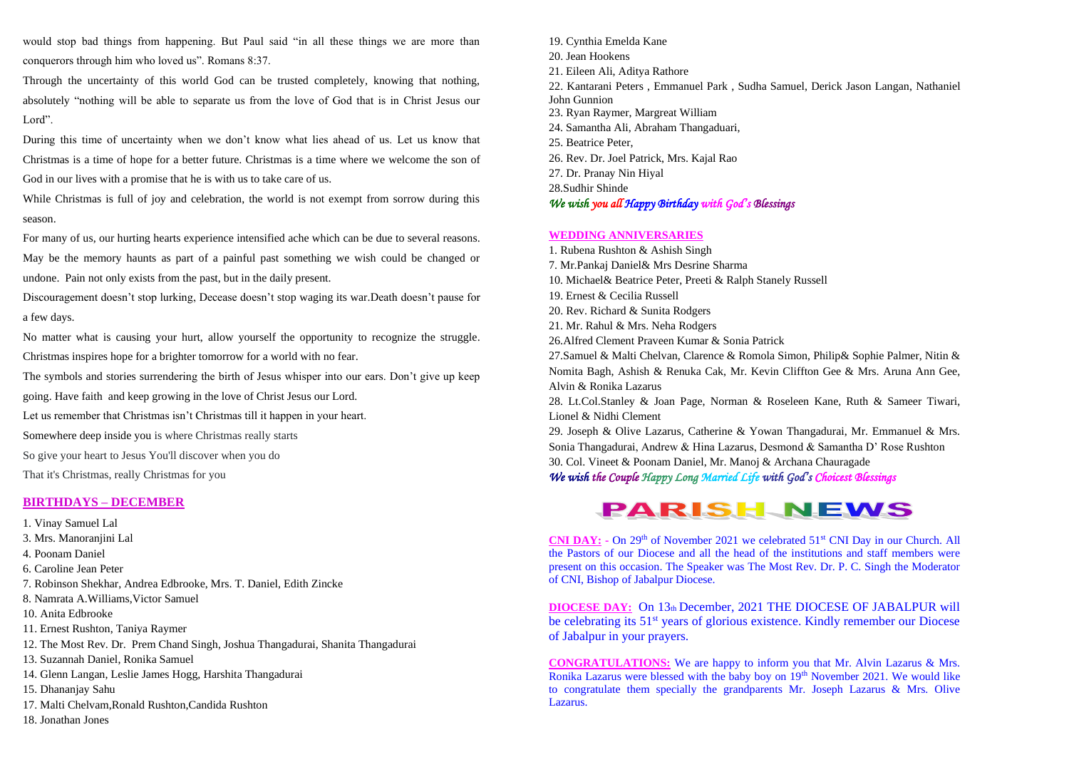would stop bad things from happening. But Paul said "in all these things we are more than conquerors through him who loved us". Romans 8:37.

Through the uncertainty of this world God can be trusted completely, knowing that nothing, absolutely "nothing will be able to separate us from the love of God that is in Christ Jesus our Lord".

During this time of uncertainty when we don't know what lies ahead of us. Let us know that Christmas is a time of hope for a better future. Christmas is a time where we welcome the son of God in our lives with a promise that he is with us to take care of us.

While Christmas is full of joy and celebration, the world is not exempt from sorrow during this season.

For many of us, our hurting hearts experience intensified ache which can be due to several reasons. May be the memory haunts as part of a painful past something we wish could be changed or undone. Pain not only exists from the past, but in the daily present.

Discouragement doesn't stop lurking, Decease doesn't stop waging its war.Death doesn't pause for a few days.

No matter what is causing your hurt, allow yourself the opportunity to recognize the struggle. Christmas inspires hope for a brighter tomorrow for a world with no fear.

The symbols and stories surrendering the birth of Jesus whisper into our ears. Don't give up keep going. Have faith and keep growing in the love of Christ Jesus our Lord.

Let us remember that Christmas isn't Christmas till it happen in your heart.

Somewhere deep inside you is where Christmas really starts

So give your heart to Jesus You'll discover when you do

That it's Christmas, really Christmas for you

## BIRTHDAYS – DECEMBER

1. Vinay Samuel Lal
3. Mrs. Manoranjini Lal
4. Poonam Daniel
6. Caroline Jean Peter
7. Robinson Shekhar, Andrea Edbrooke, Mrs. T. Daniel, Edith Zincke
8. Namrata A.Williams,Victor Samuel
10. Anita Edbrooke
11. Ernest Rushton, Taniya Raymer
12. The Most Rev. Dr. Prem Chand Singh, Joshua Thangadurai, Shanita Thangadurai
13. Suzannah Daniel, Ronika Samuel
14. Glenn Langan, Leslie James Hogg, Harshita Thangadurai
15. Dhananjay Sahu
17. Malti Chelvam,Ronald Rushton,Candida Rushton
18. Jonathan Jones
19. Cynthia Emelda Kane
20. Jean Hookens
21. Eileen Ali, Aditya Rathore
22. Kantarani Peters , Emmanuel Park , Sudha Samuel, Derick Jason Langan, Nathaniel John Gunnion
23. Ryan Raymer, Margreat William
24. Samantha Ali, Abraham Thangaduari,
25. Beatrice Peter,
26. Rev. Dr. Joel Patrick, Mrs. Kajal Rao
27. Dr. Pranay Nin Hiyal
28. Sudhir Shinde

*We wish you all Happy Birthday with God's Blessings*

## WEDDING ANNIVERSARIES

1. Rubena Rushton & Ashish Singh
7. Mr.Pankaj Daniel& Mrs Desrine Sharma
10. Michael& Beatrice Peter, Preeti & Ralph Stanely Russell
19. Ernest & Cecilia Russell
20. Rev. Richard & Sunita Rodgers
21. Mr. Rahul & Mrs. Neha Rodgers
26. Alfred Clement Praveen Kumar & Sonia Patrick
27. Samuel & Malti Chelvan, Clarence & Romola Simon, Philip& Sophie Palmer, Nitin & Nomita Bagh, Ashish & Renuka Cak, Mr. Kevin Cliffton Gee & Mrs. Aruna Ann Gee, Alvin & Ronika Lazarus
28. Lt.Col.Stanley & Joan Page, Norman & Roseleen Kane, Ruth & Sameer Tiwari, Lionel & Nidhi Clement
29. Joseph & Olive Lazarus, Catherine & Yowan Thangadurai, Mr. Emmanuel & Mrs. Sonia Thangadurai, Andrew & Hina Lazarus, Desmond & Samantha D' Rose Rushton
30. Col. Vineet & Poonam Daniel, Mr. Manoj & Archana Chauragade

*We wish the Couple Happy Long Married Life with God's Choicest Blessings*

# PARISH NEWS

**CNI DAY:** - On 29th of November 2021 we celebrated 51st CNI Day in our Church. All the Pastors of our Diocese and all the head of the institutions and staff members were present on this occasion. The Speaker was The Most Rev. Dr. P. C. Singh the Moderator of CNI, Bishop of Jabalpur Diocese.

**DIOCESE DAY:** On 13th December, 2021 THE DIOCESE OF JABALPUR will be celebrating its 51st years of glorious existence. Kindly remember our Diocese of Jabalpur in your prayers.

**CONGRATULATIONS:** We are happy to inform you that Mr. Alvin Lazarus & Mrs. Ronika Lazarus were blessed with the baby boy on 19th November 2021. We would like to congratulate them specially the grandparents Mr. Joseph Lazarus & Mrs. Olive Lazarus.